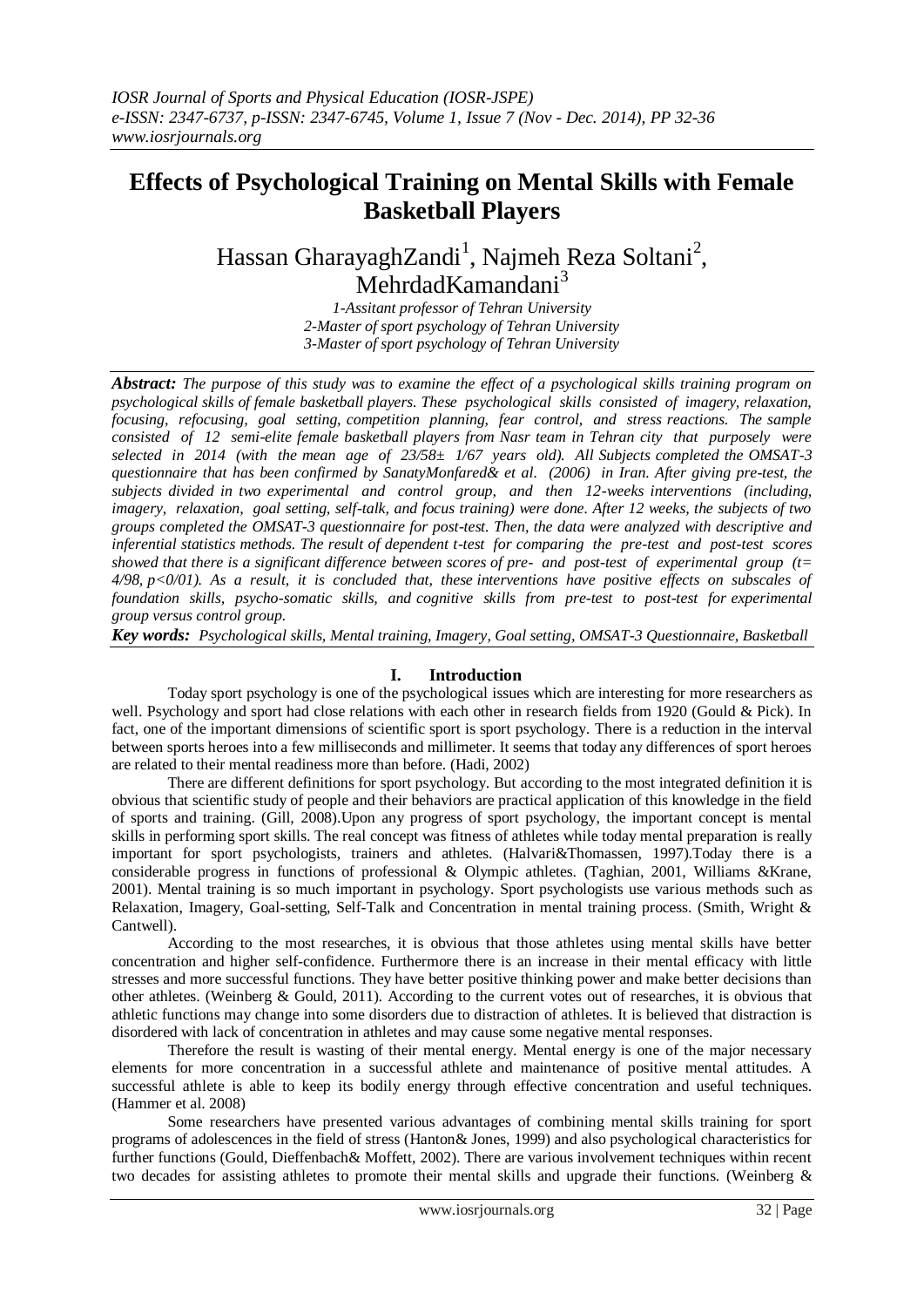# Effects of Psychological Training on Mental Skills with Female Basketball Players

Hassan GharayaghZandi[1], Najmeh Reza Soltani[2], MehrdadKamandani[3]

*1-Assitant professor of Tehran University*
*2-Master of sport psychology of Tehran University*
*3-Master of sport psychology of Tehran University*

***Abstract:*** *The purpose of this study was to examine the effect of a psychological skills training program on psychological skills of female basketball players. These psychological skills consisted of imagery, relaxation, focusing, refocusing, goal setting, competition planning, fear control, and stress reactions. The sample consisted of 12 semi-elite female basketball players from Nasr team in Tehran city that purposely were selected in 2014 (with the mean age of 23/58± 1/67 years old). All Subjects completed the OMSAT-3 questionnaire that has been confirmed by SanatyMonfared& et al. (2006) in Iran. After giving pre-test, the subjects divided in two experimental and control group, and then 12-weeks interventions (including, imagery, relaxation, goal setting, self-talk, and focus training) were done. After 12 weeks, the subjects of two groups completed the OMSAT-3 questionnaire for post-test. Then, the data were analyzed with descriptive and inferential statistics methods. The result of dependent t-test for comparing the pre-test and post-test scores showed that there is a significant difference between scores of pre- and post-test of experimental group (t= 4/98, p<0/01). As a result, it is concluded that, these interventions have positive effects on subscales of foundation skills, psycho-somatic skills, and cognitive skills from pre-test to post-test for experimental group versus control group.*

***Key words:*** *Psychological skills, Mental training, Imagery, Goal setting, OMSAT-3 Questionnaire, Basketball*

## I. Introduction

Today sport psychology is one of the psychological issues which are interesting for more researchers as well. Psychology and sport had close relations with each other in research fields from 1920 (Gould & Pick). In fact, one of the important dimensions of scientific sport is sport psychology. There is a reduction in the interval between sports heroes into a few milliseconds and millimeter. It seems that today any differences of sport heroes are related to their mental readiness more than before. (Hadi, 2002)

There are different definitions for sport psychology. But according to the most integrated definition it is obvious that scientific study of people and their behaviors are practical application of this knowledge in the field of sports and training. (Gill, 2008).Upon any progress of sport psychology, the important concept is mental skills in performing sport skills. The real concept was fitness of athletes while today mental preparation is really important for sport psychologists, trainers and athletes. (Halvari&Thomassen, 1997).Today there is a considerable progress in functions of professional & Olympic athletes. (Taghian, 2001, Williams &Krane, 2001). Mental training is so much important in psychology. Sport psychologists use various methods such as Relaxation, Imagery, Goal-setting, Self-Talk and Concentration in mental training process. (Smith, Wright & Cantwell).

According to the most researches, it is obvious that those athletes using mental skills have better concentration and higher self-confidence. Furthermore there is an increase in their mental efficacy with little stresses and more successful functions. They have better positive thinking power and make better decisions than other athletes. (Weinberg & Gould, 2011). According to the current votes out of researches, it is obvious that athletic functions may change into some disorders due to distraction of athletes. It is believed that distraction is disordered with lack of concentration in athletes and may cause some negative mental responses.

Therefore the result is wasting of their mental energy. Mental energy is one of the major necessary elements for more concentration in a successful athlete and maintenance of positive mental attitudes. A successful athlete is able to keep its bodily energy through effective concentration and useful techniques. (Hammer et al. 2008)

Some researchers have presented various advantages of combining mental skills training for sport programs of adolescences in the field of stress (Hanton& Jones, 1999) and also psychological characteristics for further functions (Gould, Dieffenbach& Moffett, 2002). There are various involvement techniques within recent two decades for assisting athletes to promote their mental skills and upgrade their functions. (Weinberg &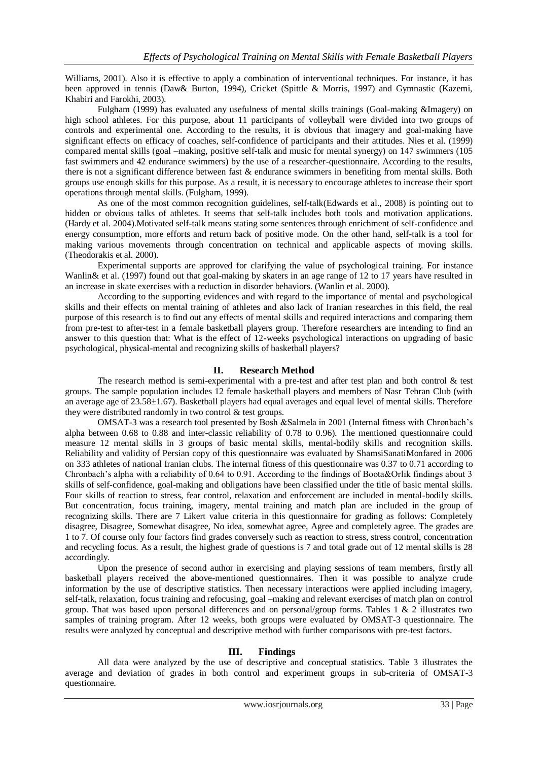Williams, 2001). Also it is effective to apply a combination of interventional techniques. For instance, it has been approved in tennis (Daw& Burton, 1994), Cricket (Spittle & Morris, 1997) and Gymnastic (Kazemi, Khabiri and Farokhi, 2003).

Fulgham (1999) has evaluated any usefulness of mental skills trainings (Goal-making &Imagery) on high school athletes. For this purpose, about 11 participants of volleyball were divided into two groups of controls and experimental one. According to the results, it is obvious that imagery and goal-making have significant effects on efficacy of coaches, self-confidence of participants and their attitudes. Nies et al. (1999) compared mental skills (goal –making, positive self-talk and music for mental synergy) on 147 swimmers (105 fast swimmers and 42 endurance swimmers) by the use of a researcher-questionnaire. According to the results, there is not a significant difference between fast & endurance swimmers in benefiting from mental skills. Both groups use enough skills for this purpose. As a result, it is necessary to encourage athletes to increase their sport operations through mental skills. (Fulgham, 1999).

As one of the most common recognition guidelines, self-talk(Edwards et al., 2008) is pointing out to hidden or obvious talks of athletes. It seems that self-talk includes both tools and motivation applications. (Hardy et al. 2004).Motivated self-talk means stating some sentences through enrichment of self-confidence and energy consumption, more efforts and return back of positive mode. On the other hand, self-talk is a tool for making various movements through concentration on technical and applicable aspects of moving skills. (Theodorakis et al. 2000).

Experimental supports are approved for clarifying the value of psychological training. For instance Wanlin& et al. (1997) found out that goal-making by skaters in an age range of 12 to 17 years have resulted in an increase in skate exercises with a reduction in disorder behaviors. (Wanlin et al. 2000).

According to the supporting evidences and with regard to the importance of mental and psychological skills and their effects on mental training of athletes and also lack of Iranian researches in this field, the real purpose of this research is to find out any effects of mental skills and required interactions and comparing them from pre-test to after-test in a female basketball players group. Therefore researchers are intending to find an answer to this question that: What is the effect of 12-weeks psychological interactions on upgrading of basic psychological, physical-mental and recognizing skills of basketball players?

## II. Research Method

The research method is semi-experimental with a pre-test and after test plan and both control & test groups. The sample population includes 12 female basketball players and members of Nasr Tehran Club (with an average age of 23.58±1.67). Basketball players had equal averages and equal level of mental skills. Therefore they were distributed randomly in two control & test groups.

OMSAT-3 was a research tool presented by Bosh &Salmela in 2001 (Internal fitness with Chronbach's alpha between 0.68 to 0.88 and inter-classic reliability of 0.78 to 0.96). The mentioned questionnaire could measure 12 mental skills in 3 groups of basic mental skills, mental-bodily skills and recognition skills. Reliability and validity of Persian copy of this questionnaire was evaluated by ShamsiSanatiMonfared in 2006 on 333 athletes of national Iranian clubs. The internal fitness of this questionnaire was 0.37 to 0.71 according to Chronbach's alpha with a reliability of 0.64 to 0.91. According to the findings of Boota&Orlik findings about 3 skills of self-confidence, goal-making and obligations have been classified under the title of basic mental skills. Four skills of reaction to stress, fear control, relaxation and enforcement are included in mental-bodily skills. But concentration, focus training, imagery, mental training and match plan are included in the group of recognizing skills. There are 7 Likert value criteria in this questionnaire for grading as follows: Completely disagree, Disagree, Somewhat disagree, No idea, somewhat agree, Agree and completely agree. The grades are 1 to 7. Of course only four factors find grades conversely such as reaction to stress, stress control, concentration and recycling focus. As a result, the highest grade of questions is 7 and total grade out of 12 mental skills is 28 accordingly.

Upon the presence of second author in exercising and playing sessions of team members, firstly all basketball players received the above-mentioned questionnaires. Then it was possible to analyze crude information by the use of descriptive statistics. Then necessary interactions were applied including imagery, self-talk, relaxation, focus training and refocusing, goal –making and relevant exercises of match plan on control group. That was based upon personal differences and on personal/group forms. Tables 1 & 2 illustrates two samples of training program. After 12 weeks, both groups were evaluated by OMSAT-3 questionnaire. The results were analyzed by conceptual and descriptive method with further comparisons with pre-test factors.

## III. Findings

All data were analyzed by the use of descriptive and conceptual statistics. Table 3 illustrates the average and deviation of grades in both control and experiment groups in sub-criteria of OMSAT-3 questionnaire.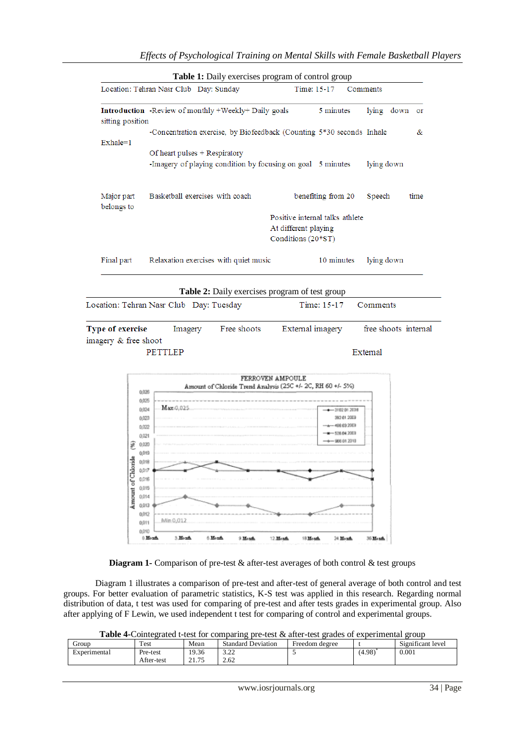**Table 1:** Daily exercises program of control group

| Location: Tehran Nasr Club Day: Sunday | | Time: 15-17 | Comments |
|---|---|---|---|
| **Introduction** | -Review of monthly +Weekly+ Daily goals | 5 minutes | lying down or sitting position |
| | -Concentration exercise, by Biofeedback (Counting Of heart pulses + Respiratory | 5*30 seconds | Inhale & Exhale=1 |
| | -Imagery of playing condition by focusing on goal | 5 minutes | lying down |
| Major part belongs to | Basketball exercises with coach | benefiting from 20 Positive internal talks athlete At different playing Conditions (20*ST) | Speech time |
| Final part | Relaxation exercises with quiet music | 10 minutes | lying down |

**Table 2:** Daily exercises program of test group

| Location: Tehran Nasr Club Day: Tuesday | | | Time: 15-17 | Comments |
|---|---|---|---|---|
| **Type of exercise** | Imagery | Free shoots | External imagery | free shoots internal imagery & free shoot |
| | PETTLEP | | | External |

**Diagram 1-** Comparison of pre-test & after-test averages of both control & test groups

Diagram 1 illustrates a comparison of pre-test and after-test of general average of both control and test groups. For better evaluation of parametric statistics, K-S test was applied in this research. Regarding normal distribution of data, t test was used for comparing of pre-test and after tests grades in experimental group. Also after applying of F Lewin, we used independent t test for comparing of control and experimental groups.

**Table 4-**Cointegrated t-test for comparing pre-test & after-test grades of experimental group

| Group | Test | Mean | Standard Deviation | Freedom degree | t | Significant level |
|---|---|---|---|---|---|---|
| Experimental | Pre-test | 19.36 | 3.22 | 5 | (4.98)* | 0.001 |
| | After-test | 21.75 | 2.62 | | | |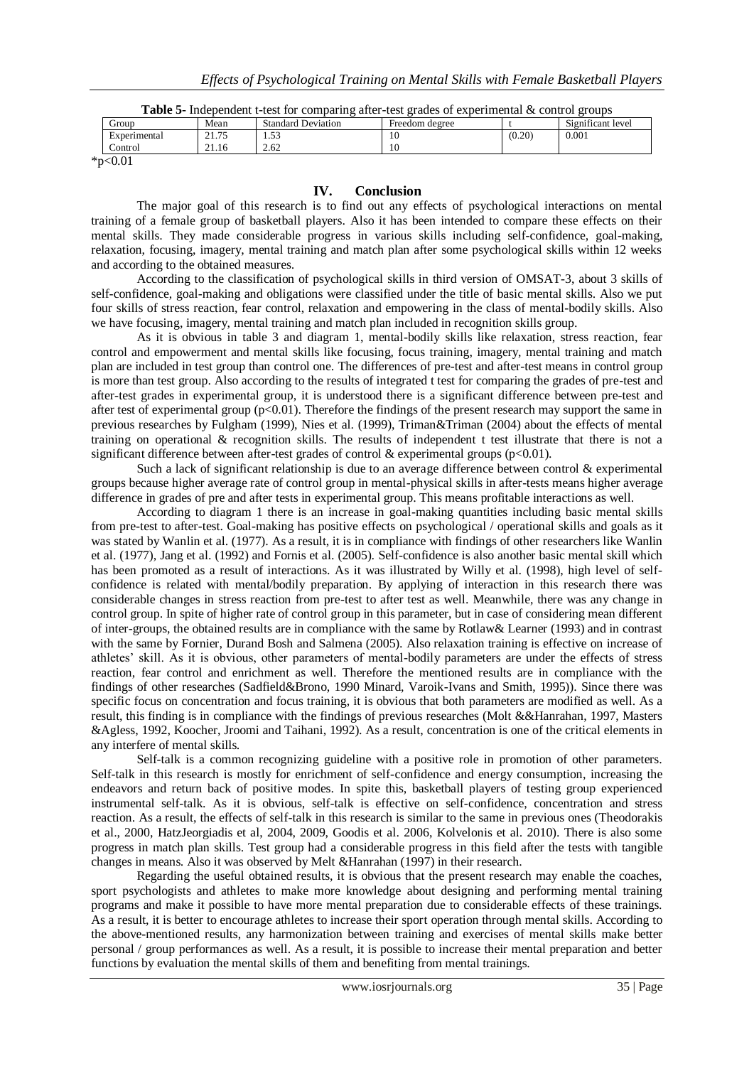**Table 5-** Independent t-test for comparing after-test grades of experimental & control groups

| Group | Mean | Standard Deviation | Freedom degree | t | Significant level |
|---|---|---|---|---|---|
| Experimental | 21.75 | 1.53 | 10 | (0.20) | 0.001 |
| Control | 21.16 | 2.62 | 10 | | |

*$p<0.01$

## IV. Conclusion

The major goal of this research is to find out any effects of psychological interactions on mental training of a female group of basketball players. Also it has been intended to compare these effects on their mental skills. They made considerable progress in various skills including self-confidence, goal-making, relaxation, focusing, imagery, mental training and match plan after some psychological skills within 12 weeks and according to the obtained measures.

According to the classification of psychological skills in third version of OMSAT-3, about 3 skills of self-confidence, goal-making and obligations were classified under the title of basic mental skills. Also we put four skills of stress reaction, fear control, relaxation and empowering in the class of mental-bodily skills. Also we have focusing, imagery, mental training and match plan included in recognition skills group.

As it is obvious in table 3 and diagram 1, mental-bodily skills like relaxation, stress reaction, fear control and empowerment and mental skills like focusing, focus training, imagery, mental training and match plan are included in test group than control one. The differences of pre-test and after-test means in control group is more than test group. Also according to the results of integrated t test for comparing the grades of pre-test and after-test grades in experimental group, it is understood there is a significant difference between pre-test and after test of experimental group ($p<0.01$). Therefore the findings of the present research may support the same in previous researches by Fulgham (1999), Nies et al. (1999), Triman&Triman (2004) about the effects of mental training on operational & recognition skills. The results of independent t test illustrate that there is not a significant difference between after-test grades of control & experimental groups ($p<0.01$).

Such a lack of significant relationship is due to an average difference between control & experimental groups because higher average rate of control group in mental-physical skills in after-tests means higher average difference in grades of pre and after tests in experimental group. This means profitable interactions as well.

According to diagram 1 there is an increase in goal-making quantities including basic mental skills from pre-test to after-test. Goal-making has positive effects on psychological / operational skills and goals as it was stated by Wanlin et al. (1977). As a result, it is in compliance with findings of other researchers like Wanlin et al. (1977), Jang et al. (1992) and Fornis et al. (2005). Self-confidence is also another basic mental skill which has been promoted as a result of interactions. As it was illustrated by Willy et al. (1998), high level of self-confidence is related with mental/bodily preparation. By applying of interaction in this research there was considerable changes in stress reaction from pre-test to after test as well. Meanwhile, there was any change in control group. In spite of higher rate of control group in this parameter, but in case of considering mean different of inter-groups, the obtained results are in compliance with the same by Rotlaw& Learner (1993) and in contrast with the same by Fornier, Durand Bosh and Salmena (2005). Also relaxation training is effective on increase of athletes' skill. As it is obvious, other parameters of mental-bodily parameters are under the effects of stress reaction, fear control and enrichment as well. Therefore the mentioned results are in compliance with the findings of other researches (Sadfield&Brono, 1990 Minard, Varoik-Ivans and Smith, 1995)). Since there was specific focus on concentration and focus training, it is obvious that both parameters are modified as well. As a result, this finding is in compliance with the findings of previous researches (Molt &&Hanrahan, 1997, Masters &Agless, 1992, Koocher, Jroomi and Taihani, 1992). As a result, concentration is one of the critical elements in any interfere of mental skills.

Self-talk is a common recognizing guideline with a positive role in promotion of other parameters. Self-talk in this research is mostly for enrichment of self-confidence and energy consumption, increasing the endeavors and return back of positive modes. In spite this, basketball players of testing group experienced instrumental self-talk. As it is obvious, self-talk is effective on self-confidence, concentration and stress reaction. As a result, the effects of self-talk in this research is similar to the same in previous ones (Theodorakis et al., 2000, HatzJeorgiadis et al, 2004, 2009, Goodis et al. 2006, Kolvelonis et al. 2010). There is also some progress in match plan skills. Test group had a considerable progress in this field after the tests with tangible changes in means. Also it was observed by Melt &Hanrahan (1997) in their research.

Regarding the useful obtained results, it is obvious that the present research may enable the coaches, sport psychologists and athletes to make more knowledge about designing and performing mental training programs and make it possible to have more mental preparation due to considerable effects of these trainings. As a result, it is better to encourage athletes to increase their sport operation through mental skills. According to the above-mentioned results, any harmonization between training and exercises of mental skills make better personal / group performances as well. As a result, it is possible to increase their mental preparation and better functions by evaluation the mental skills of them and benefiting from mental trainings.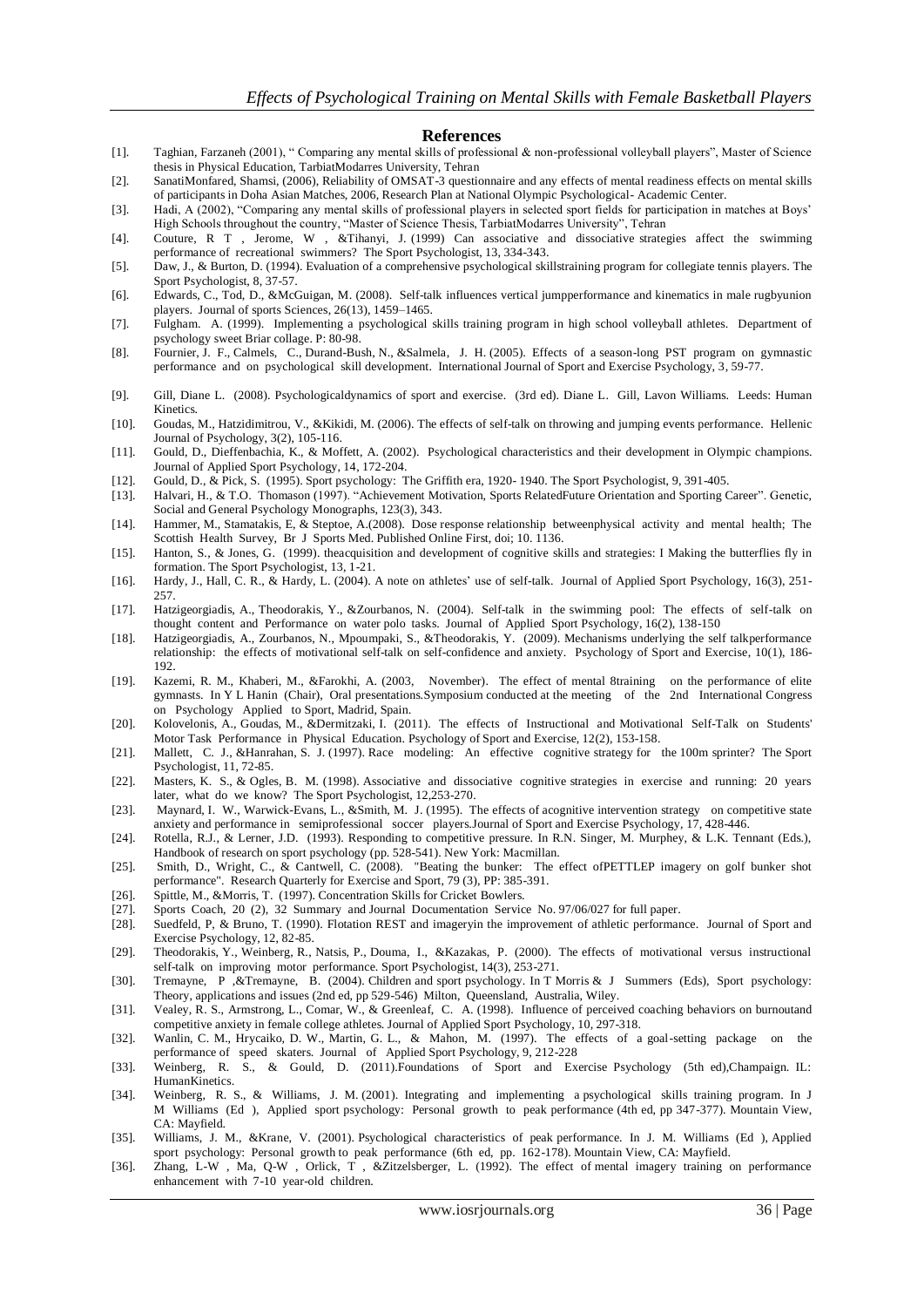## References

[1]. Taghian, Farzaneh (2001), " Comparing any mental skills of professional & non-professional volleyball players", Master of Science thesis in Physical Education, TarbiatModarres University, Tehran

[2]. SanatiMonfared, Shamsi, (2006), Reliability of OMSAT-3 questionnaire and any effects of mental readiness effects on mental skills of participants in Doha Asian Matches, 2006, Research Plan at National Olympic Psychological- Academic Center.

[3]. Hadi, A (2002), "Comparing any mental skills of professional players in selected sport fields for participation in matches at Boys' High Schools throughout the country, "Master of Science Thesis, TarbiatModarres University", Tehran

[4]. Couture, R T , Jerome, W , &Tihanyi, J. (1999) Can associative and dissociative strategies affect the swimming performance of recreational swimmers? The Sport Psychologist, 13, 334-343.

[5]. Daw, J., & Burton, D. (1994). Evaluation of a comprehensive psychological skillstraining program for collegiate tennis players. The Sport Psychologist, 8, 37-57.

[6]. Edwards, C., Tod, D., &McGuigan, M. (2008). Self-talk influences vertical jumpperformance and kinematics in male rugbyunion players. Journal of sports Sciences, 26(13), 1459–1465.

[7]. Fulgham. A. (1999). Implementing a psychological skills training program in high school volleyball athletes. Department of psychology sweet Briar collage. P: 80-98.

[8]. Fournier, J. F., Calmels, C., Durand-Bush, N., &Salmela, J. H. (2005). Effects of a season-long PST program on gymnastic performance and on psychological skill development. International Journal of Sport and Exercise Psychology, 3, 59-77.

[9]. Gill, Diane L. (2008). Psychologicaldynamics of sport and exercise. (3rd ed). Diane L. Gill, Lavon Williams. Leeds: Human Kinetics.

[10]. Goudas, M., Hatzidimitrou, V., &Kikidi, M. (2006). The effects of self-talk on throwing and jumping events performance. Hellenic Journal of Psychology, 3(2), 105-116.

[11]. Gould, D., Dieffenbachia, K., & Moffett, A. (2002). Psychological characteristics and their development in Olympic champions. Journal of Applied Sport Psychology, 14, 172-204.

[12]. Gould, D., & Pick, S. (1995). Sport psychology: The Griffith era, 1920- 1940. The Sport Psychologist, 9, 391-405.

[13]. Halvari, H., & T.O. Thomason (1997). "Achievement Motivation, Sports RelatedFuture Orientation and Sporting Career". Genetic, Social and General Psychology Monographs, 123(3), 343.

[14]. Hammer, M., Stamatakis, E, & Steptoe, A.(2008). Dose response relationship betweenphysical activity and mental health; The Scottish Health Survey, Br J Sports Med. Published Online First, doi; 10. 1136.

[15]. Hanton, S., & Jones, G. (1999). theacquisition and development of cognitive skills and strategies: I Making the butterflies fly in formation. The Sport Psychologist, 13, 1-21.

[16]. Hardy, J., Hall, C. R., & Hardy, L. (2004). A note on athletes' use of self-talk. Journal of Applied Sport Psychology, 16(3), 251-257.

[17]. Hatzigeorgiadis, A., Theodorakis, Y., &Zourbanos, N. (2004). Self-talk in the swimming pool: The effects of self-talk on thought content and Performance on water polo tasks. Journal of Applied Sport Psychology, 16(2), 138-150

[18]. Hatzigeorgiadis, A., Zourbanos, N., Mpoumpaki, S., &Theodorakis, Y. (2009). Mechanisms underlying the self talkperformance relationship: the effects of motivational self-talk on self-confidence and anxiety. Psychology of Sport and Exercise, 10(1), 186-192.

[19]. Kazemi, R. M., Khaberi, M., &Farokhi, A. (2003, November). The effect of mental 8training on the performance of elite gymnasts. In Y L Hanin (Chair), Oral presentations.Symposium conducted at the meeting of the 2nd International Congress on Psychology Applied to Sport, Madrid, Spain.

[20]. Kolovelonis, A., Goudas, M., &Dermitzaki, I. (2011). The effects of Instructional and Motivational Self-Talk on Students' Motor Task Performance in Physical Education. Psychology of Sport and Exercise, 12(2), 153-158.

[21]. Mallett, C. J., &Hanrahan, S. J. (1997). Race modeling: An effective cognitive strategy for the 100m sprinter? The Sport Psychologist, 11, 72-85.

[22]. Masters, K. S., & Ogles, B. M. (1998). Associative and dissociative cognitive strategies in exercise and running: 20 years later, what do we know? The Sport Psychologist, 12,253-270.

[23]. Maynard, I. W., Warwick-Evans, L., &Smith, M. J. (1995). The effects of acognitive intervention strategy on competitive state anxiety and performance in semiprofessional soccer players.Journal of Sport and Exercise Psychology, 17, 428-446.

[24]. Rotella, R.J., & Lerner, J.D. (1993). Responding to competitive pressure. In R.N. Singer, M. Murphey, & L.K. Tennant (Eds.), Handbook of research on sport psychology (pp. 528-541). New York: Macmillan.

[25]. Smith, D., Wright, C., & Cantwell, C. (2008). "Beating the bunker: The effect ofPETTLEP imagery on golf bunker shot performance". Research Quarterly for Exercise and Sport, 79 (3), PP: 385-391.

[26]. Spittle, M., &Morris, T. (1997). Concentration Skills for Cricket Bowlers.

[27]. Sports Coach, 20 (2), 32 Summary and Journal Documentation Service No. 97/06/027 for full paper.

[28]. Suedfeld, P, & Bruno, T. (1990). Flotation REST and imageryin the improvement of athletic performance. Journal of Sport and Exercise Psychology, 12, 82-85.

[29]. Theodorakis, Y., Weinberg, R., Natsis, P., Douma, I., &Kazakas, P. (2000). The effects of motivational versus instructional self-talk on improving motor performance. Sport Psychologist, 14(3), 253-271.

[30]. Tremayne, P ,&Tremayne, B. (2004). Children and sport psychology. In T Morris & J Summers (Eds), Sport psychology: Theory, applications and issues (2nd ed, pp 529-546) Milton, Queensland, Australia, Wiley.

[31]. Vealey, R. S., Armstrong, L., Comar, W., & Greenleaf, C. A. (1998). Influence of perceived coaching behaviors on burnoutand competitive anxiety in female college athletes. Journal of Applied Sport Psychology, 10, 297-318.

[32]. Wanlin, C. M., Hrycaiko, D. W., Martin, G. L., & Mahon, M. (1997). The effects of a goal-setting package on the performance of speed skaters. Journal of Applied Sport Psychology, 9, 212-228

[33]. Weinberg, R. S., & Gould, D. (2011).Foundations of Sport and Exercise Psychology (5th ed),Champaign. IL: HumanKinetics.

[34]. Weinberg, R. S., & Williams, J. M. (2001). Integrating and implementing a psychological skills training program. In J M Williams (Ed ), Applied sport psychology: Personal growth to peak performance (4th ed, pp 347-377). Mountain View, CA: Mayfield.

[35]. Williams, J. M., &Krane, V. (2001). Psychological characteristics of peak performance. In J. M. Williams (Ed ), Applied sport psychology: Personal growth to peak performance (6th ed, pp. 162-178). Mountain View, CA: Mayfield.

[36]. Zhang, L-W , Ma, Q-W , Orlick, T , &Zitzelsberger, L. (1992). The effect of mental imagery training on performance enhancement with 7-10 year-old children.